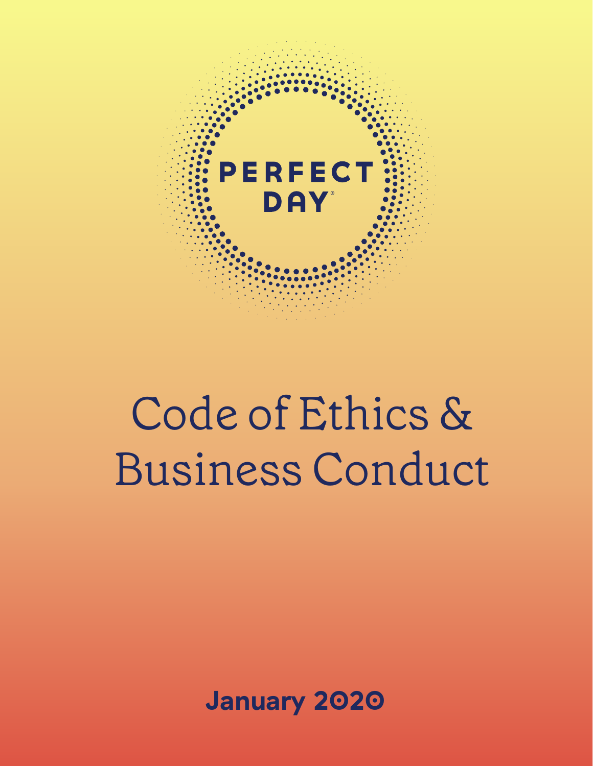PERFECT DAY

# Code of Ethics & Business Conduct

**January 2020**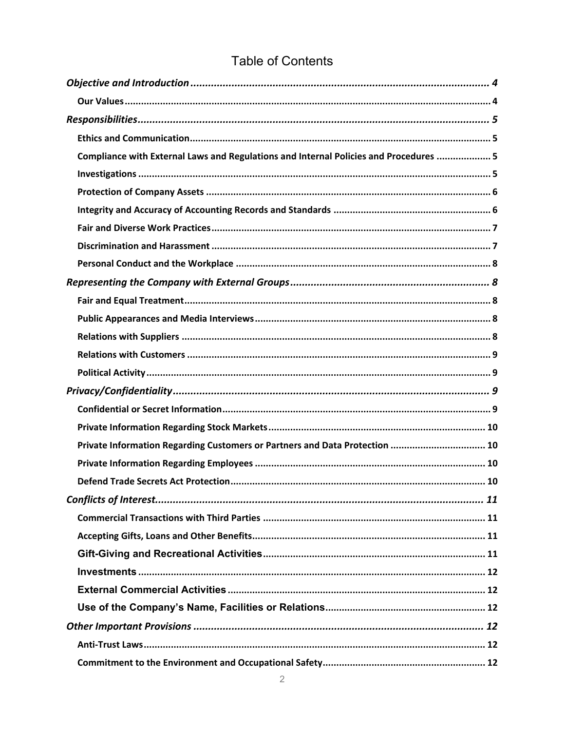# Table of Contents

*Objective and Introduction* ........ 4

- **Our Values** ........ 4

*Responsibilities* ........ 5

- **Ethics and Communication** ........ 5
- **Compliance with External Laws and Regulations and Internal Policies and Procedures** ........ 5
- **Investigations** ........ 5
- **Protection of Company Assets** ........ 6
- **Integrity and Accuracy of Accounting Records and Standards** ........ 6
- **Fair and Diverse Work Practices** ........ 7
- **Discrimination and Harassment** ........ 7
- **Personal Conduct and the Workplace** ........ 8

*Representing the Company with External Groups* ........ 8

- **Fair and Equal Treatment** ........ 8
- **Public Appearances and Media Interviews** ........ 8
- **Relations with Suppliers** ........ 8
- **Relations with Customers** ........ 9
- **Political Activity** ........ 9

*Privacy/Confidentiality* ........ 9

- **Confidential or Secret Information** ........ 9
- **Private Information Regarding Stock Markets** ........ 10
- **Private Information Regarding Customers or Partners and Data Protection** ........ 10
- **Private Information Regarding Employees** ........ 10
- **Defend Trade Secrets Act Protection** ........ 10

*Conflicts of Interest* ........ 11

- **Commercial Transactions with Third Parties** ........ 11
- **Accepting Gifts, Loans and Other Benefits** ........ 11
- **Gift-Giving and Recreational Activities** ........ 11
- **Investments** ........ 12
- **External Commercial Activities** ........ 12
- **Use of the Company's Name, Facilities or Relations** ........ 12

*Other Important Provisions* ........ 12

- **Anti-Trust Laws** ........ 12
- **Commitment to the Environment and Occupational Safety** ........ 12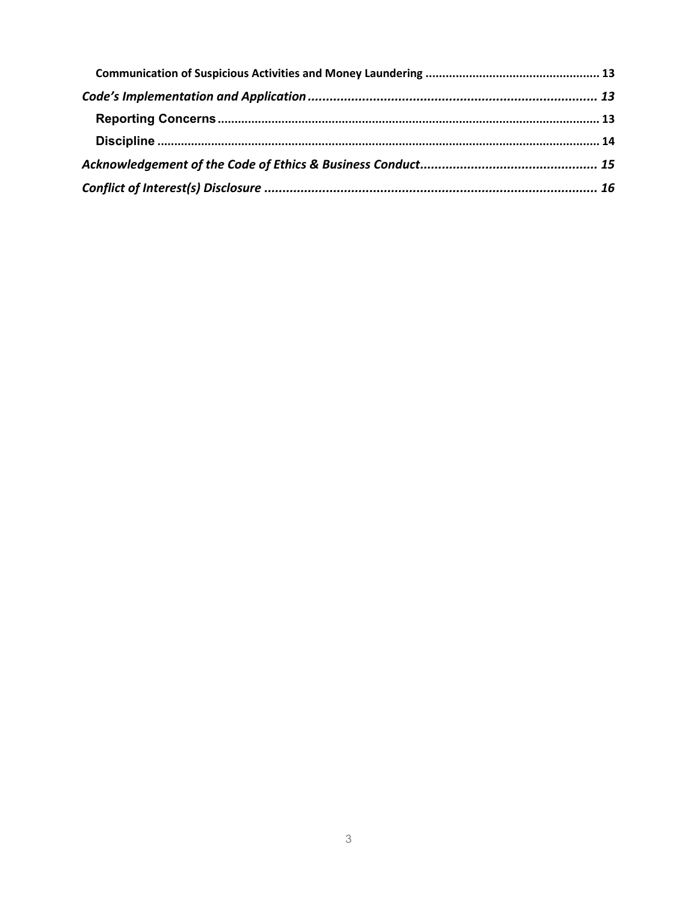**Communication of Suspicious Activities and Money Laundering** ..................................................... 13

***Code's Implementation and Application*** ................................................................................ 13

**Reporting Concerns** ................................................................................................................ 13

**Discipline** .................................................................................................................................. 14

***Acknowledgement of the Code of Ethics & Business Conduct*** ................................................. 15

***Conflict of Interest(s) Disclosure*** ............................................................................................ 16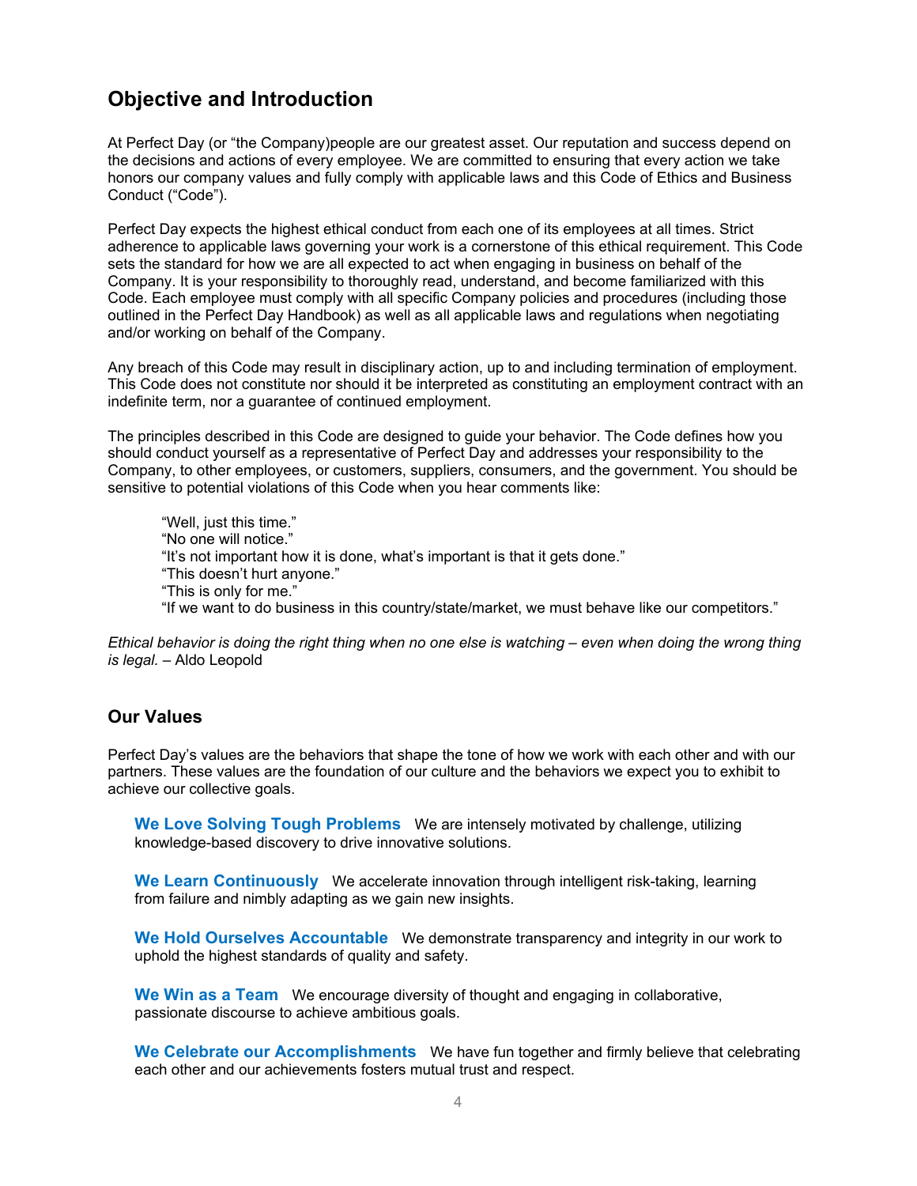## Objective and Introduction

At Perfect Day (or "the Company)people are our greatest asset. Our reputation and success depend on the decisions and actions of every employee. We are committed to ensuring that every action we take honors our company values and fully comply with applicable laws and this Code of Ethics and Business Conduct ("Code").

Perfect Day expects the highest ethical conduct from each one of its employees at all times. Strict adherence to applicable laws governing your work is a cornerstone of this ethical requirement. This Code sets the standard for how we are all expected to act when engaging in business on behalf of the Company. It is your responsibility to thoroughly read, understand, and become familiarized with this Code. Each employee must comply with all specific Company policies and procedures (including those outlined in the Perfect Day Handbook) as well as all applicable laws and regulations when negotiating and/or working on behalf of the Company.

Any breach of this Code may result in disciplinary action, up to and including termination of employment. This Code does not constitute nor should it be interpreted as constituting an employment contract with an indefinite term, nor a guarantee of continued employment.

The principles described in this Code are designed to guide your behavior. The Code defines how you should conduct yourself as a representative of Perfect Day and addresses your responsibility to the Company, to other employees, or customers, suppliers, consumers, and the government. You should be sensitive to potential violations of this Code when you hear comments like:

> "Well, just this time."
> "No one will notice."
> "It's not important how it is done, what's important is that it gets done."
> "This doesn't hurt anyone."
> "This is only for me."
> "If we want to do business in this country/state/market, we must behave like our competitors."

*Ethical behavior is doing the right thing when no one else is watching – even when doing the wrong thing is legal.* – Aldo Leopold

### Our Values

Perfect Day's values are the behaviors that shape the tone of how we work with each other and with our partners. These values are the foundation of our culture and the behaviors we expect you to exhibit to achieve our collective goals.

**We Love Solving Tough Problems** We are intensely motivated by challenge, utilizing knowledge-based discovery to drive innovative solutions.

**We Learn Continuously** We accelerate innovation through intelligent risk-taking, learning from failure and nimbly adapting as we gain new insights.

**We Hold Ourselves Accountable** We demonstrate transparency and integrity in our work to uphold the highest standards of quality and safety.

**We Win as a Team** We encourage diversity of thought and engaging in collaborative, passionate discourse to achieve ambitious goals.

**We Celebrate our Accomplishments** We have fun together and firmly believe that celebrating each other and our achievements fosters mutual trust and respect.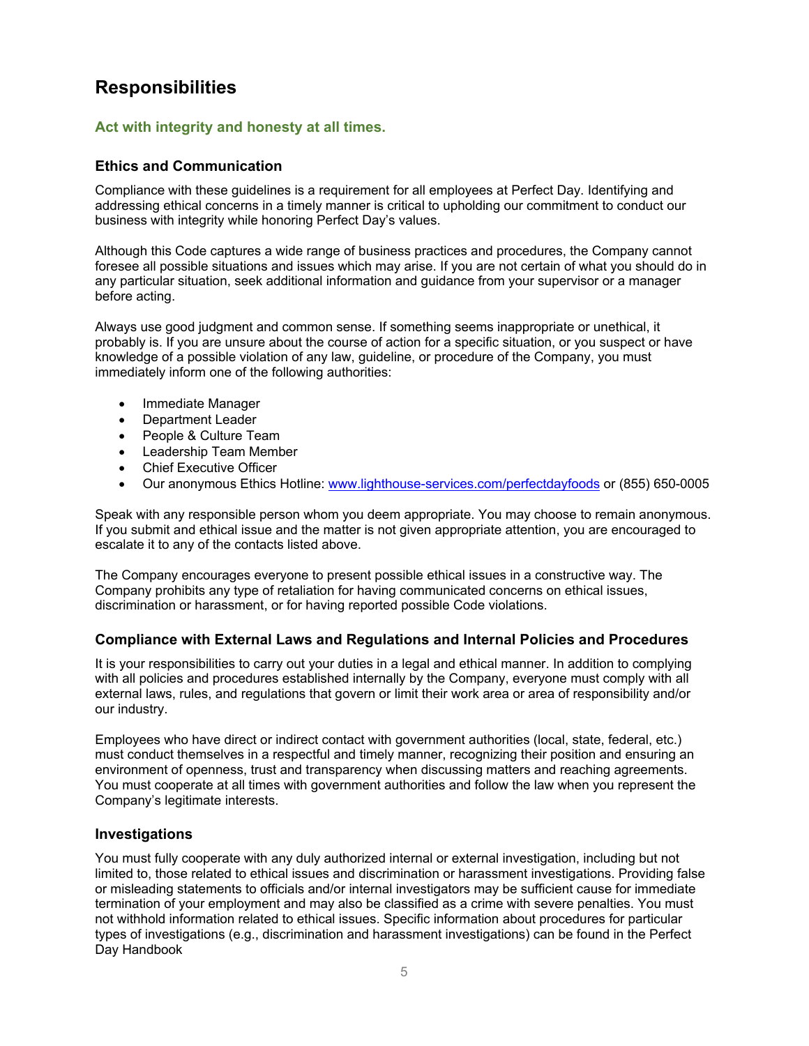# Responsibilities

## Act with integrity and honesty at all times.

### Ethics and Communication

Compliance with these guidelines is a requirement for all employees at Perfect Day. Identifying and addressing ethical concerns in a timely manner is critical to upholding our commitment to conduct our business with integrity while honoring Perfect Day's values.

Although this Code captures a wide range of business practices and procedures, the Company cannot foresee all possible situations and issues which may arise. If you are not certain of what you should do in any particular situation, seek additional information and guidance from your supervisor or a manager before acting.

Always use good judgment and common sense. If something seems inappropriate or unethical, it probably is. If you are unsure about the course of action for a specific situation, or you suspect or have knowledge of a possible violation of any law, guideline, or procedure of the Company, you must immediately inform one of the following authorities:

- Immediate Manager
- Department Leader
- People & Culture Team
- Leadership Team Member
- Chief Executive Officer
- Our anonymous Ethics Hotline: [www.lighthouse-services.com/perfectdayfoods](www.lighthouse-services.com/perfectdayfoods) or (855) 650-0005

Speak with any responsible person whom you deem appropriate. You may choose to remain anonymous. If you submit and ethical issue and the matter is not given appropriate attention, you are encouraged to escalate it to any of the contacts listed above.

The Company encourages everyone to present possible ethical issues in a constructive way. The Company prohibits any type of retaliation for having communicated concerns on ethical issues, discrimination or harassment, or for having reported possible Code violations.

### Compliance with External Laws and Regulations and Internal Policies and Procedures

It is your responsibilities to carry out your duties in a legal and ethical manner. In addition to complying with all policies and procedures established internally by the Company, everyone must comply with all external laws, rules, and regulations that govern or limit their work area or area of responsibility and/or our industry.

Employees who have direct or indirect contact with government authorities (local, state, federal, etc.) must conduct themselves in a respectful and timely manner, recognizing their position and ensuring an environment of openness, trust and transparency when discussing matters and reaching agreements. You must cooperate at all times with government authorities and follow the law when you represent the Company's legitimate interests.

### Investigations

You must fully cooperate with any duly authorized internal or external investigation, including but not limited to, those related to ethical issues and discrimination or harassment investigations. Providing false or misleading statements to officials and/or internal investigators may be sufficient cause for immediate termination of your employment and may also be classified as a crime with severe penalties. You must not withhold information related to ethical issues. Specific information about procedures for particular types of investigations (e.g., discrimination and harassment investigations) can be found in the Perfect Day Handbook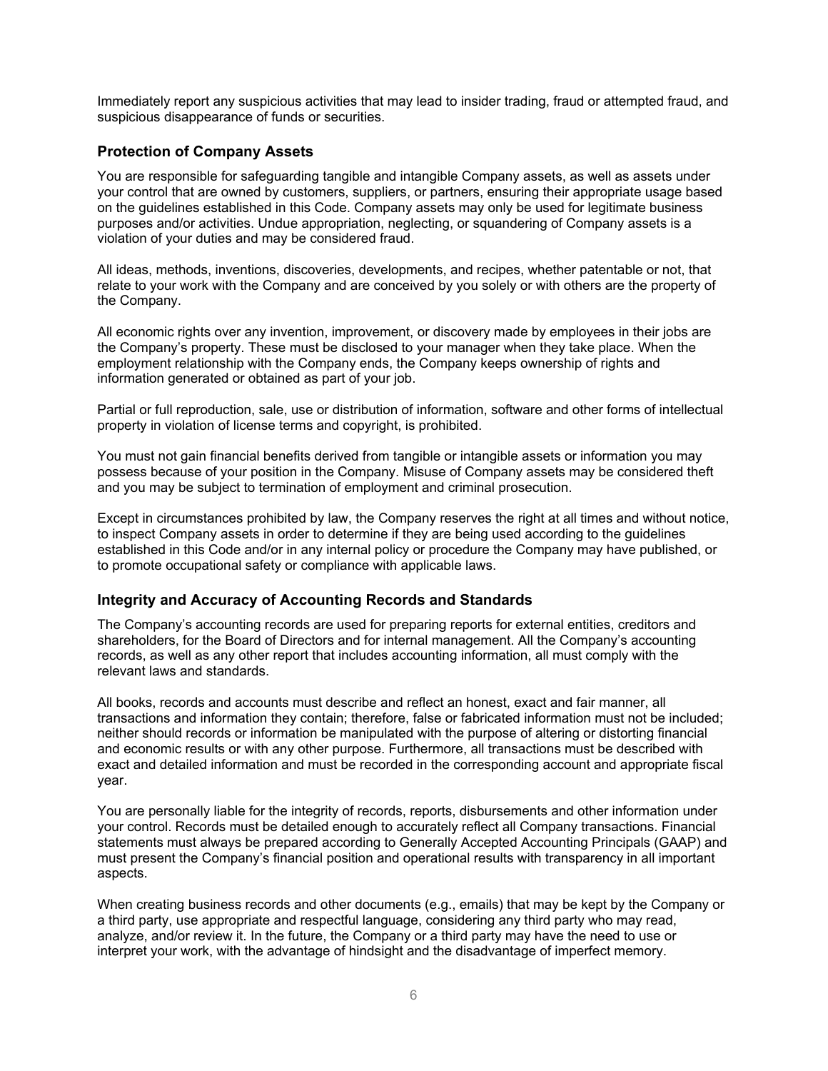Immediately report any suspicious activities that may lead to insider trading, fraud or attempted fraud, and suspicious disappearance of funds or securities.

### Protection of Company Assets

You are responsible for safeguarding tangible and intangible Company assets, as well as assets under your control that are owned by customers, suppliers, or partners, ensuring their appropriate usage based on the guidelines established in this Code. Company assets may only be used for legitimate business purposes and/or activities. Undue appropriation, neglecting, or squandering of Company assets is a violation of your duties and may be considered fraud.

All ideas, methods, inventions, discoveries, developments, and recipes, whether patentable or not, that relate to your work with the Company and are conceived by you solely or with others are the property of the Company.

All economic rights over any invention, improvement, or discovery made by employees in their jobs are the Company's property. These must be disclosed to your manager when they take place. When the employment relationship with the Company ends, the Company keeps ownership of rights and information generated or obtained as part of your job.

Partial or full reproduction, sale, use or distribution of information, software and other forms of intellectual property in violation of license terms and copyright, is prohibited.

You must not gain financial benefits derived from tangible or intangible assets or information you may possess because of your position in the Company. Misuse of Company assets may be considered theft and you may be subject to termination of employment and criminal prosecution.

Except in circumstances prohibited by law, the Company reserves the right at all times and without notice, to inspect Company assets in order to determine if they are being used according to the guidelines established in this Code and/or in any internal policy or procedure the Company may have published, or to promote occupational safety or compliance with applicable laws.

### Integrity and Accuracy of Accounting Records and Standards

The Company's accounting records are used for preparing reports for external entities, creditors and shareholders, for the Board of Directors and for internal management. All the Company's accounting records, as well as any other report that includes accounting information, all must comply with the relevant laws and standards.

All books, records and accounts must describe and reflect an honest, exact and fair manner, all transactions and information they contain; therefore, false or fabricated information must not be included; neither should records or information be manipulated with the purpose of altering or distorting financial and economic results or with any other purpose. Furthermore, all transactions must be described with exact and detailed information and must be recorded in the corresponding account and appropriate fiscal year.

You are personally liable for the integrity of records, reports, disbursements and other information under your control. Records must be detailed enough to accurately reflect all Company transactions. Financial statements must always be prepared according to Generally Accepted Accounting Principals (GAAP) and must present the Company's financial position and operational results with transparency in all important aspects.

When creating business records and other documents (e.g., emails) that may be kept by the Company or a third party, use appropriate and respectful language, considering any third party who may read, analyze, and/or review it. In the future, the Company or a third party may have the need to use or interpret your work, with the advantage of hindsight and the disadvantage of imperfect memory.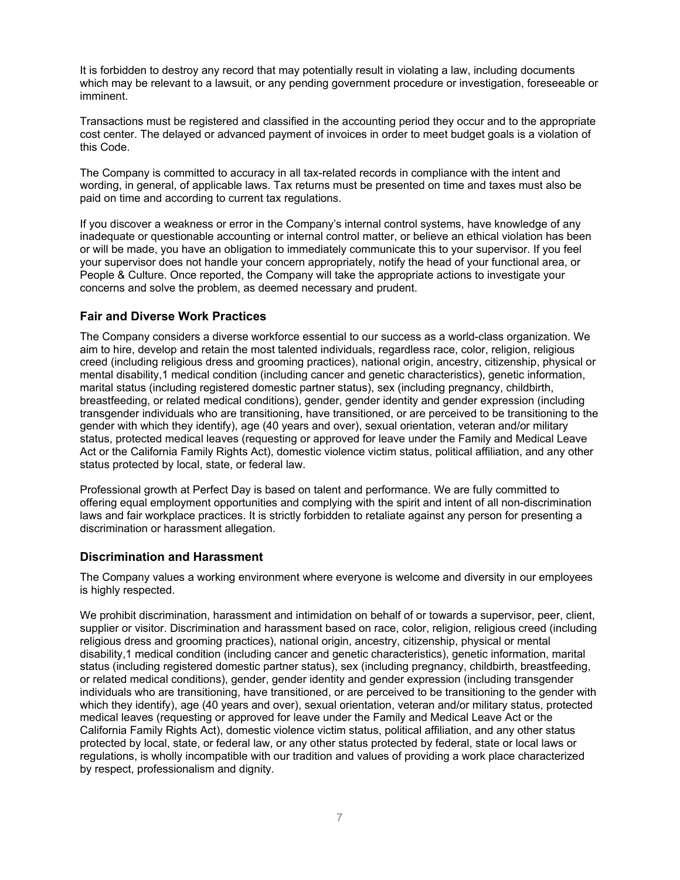It is forbidden to destroy any record that may potentially result in violating a law, including documents which may be relevant to a lawsuit, or any pending government procedure or investigation, foreseeable or imminent.

Transactions must be registered and classified in the accounting period they occur and to the appropriate cost center. The delayed or advanced payment of invoices in order to meet budget goals is a violation of this Code.

The Company is committed to accuracy in all tax-related records in compliance with the intent and wording, in general, of applicable laws. Tax returns must be presented on time and taxes must also be paid on time and according to current tax regulations.

If you discover a weakness or error in the Company's internal control systems, have knowledge of any inadequate or questionable accounting or internal control matter, or believe an ethical violation has been or will be made, you have an obligation to immediately communicate this to your supervisor. If you feel your supervisor does not handle your concern appropriately, notify the head of your functional area, or People & Culture. Once reported, the Company will take the appropriate actions to investigate your concerns and solve the problem, as deemed necessary and prudent.

### Fair and Diverse Work Practices

The Company considers a diverse workforce essential to our success as a world-class organization. We aim to hire, develop and retain the most talented individuals, regardless race, color, religion, religious creed (including religious dress and grooming practices), national origin, ancestry, citizenship, physical or mental disability,1 medical condition (including cancer and genetic characteristics), genetic information, marital status (including registered domestic partner status), sex (including pregnancy, childbirth, breastfeeding, or related medical conditions), gender, gender identity and gender expression (including transgender individuals who are transitioning, have transitioned, or are perceived to be transitioning to the gender with which they identify), age (40 years and over), sexual orientation, veteran and/or military status, protected medical leaves (requesting or approved for leave under the Family and Medical Leave Act or the California Family Rights Act), domestic violence victim status, political affiliation, and any other status protected by local, state, or federal law.

Professional growth at Perfect Day is based on talent and performance. We are fully committed to offering equal employment opportunities and complying with the spirit and intent of all non-discrimination laws and fair workplace practices. It is strictly forbidden to retaliate against any person for presenting a discrimination or harassment allegation.

### Discrimination and Harassment

The Company values a working environment where everyone is welcome and diversity in our employees is highly respected.

We prohibit discrimination, harassment and intimidation on behalf of or towards a supervisor, peer, client, supplier or visitor. Discrimination and harassment based on race, color, religion, religious creed (including religious dress and grooming practices), national origin, ancestry, citizenship, physical or mental disability,1 medical condition (including cancer and genetic characteristics), genetic information, marital status (including registered domestic partner status), sex (including pregnancy, childbirth, breastfeeding, or related medical conditions), gender, gender identity and gender expression (including transgender individuals who are transitioning, have transitioned, or are perceived to be transitioning to the gender with which they identify), age (40 years and over), sexual orientation, veteran and/or military status, protected medical leaves (requesting or approved for leave under the Family and Medical Leave Act or the California Family Rights Act), domestic violence victim status, political affiliation, and any other status protected by local, state, or federal law, or any other status protected by federal, state or local laws or regulations, is wholly incompatible with our tradition and values of providing a work place characterized by respect, professionalism and dignity.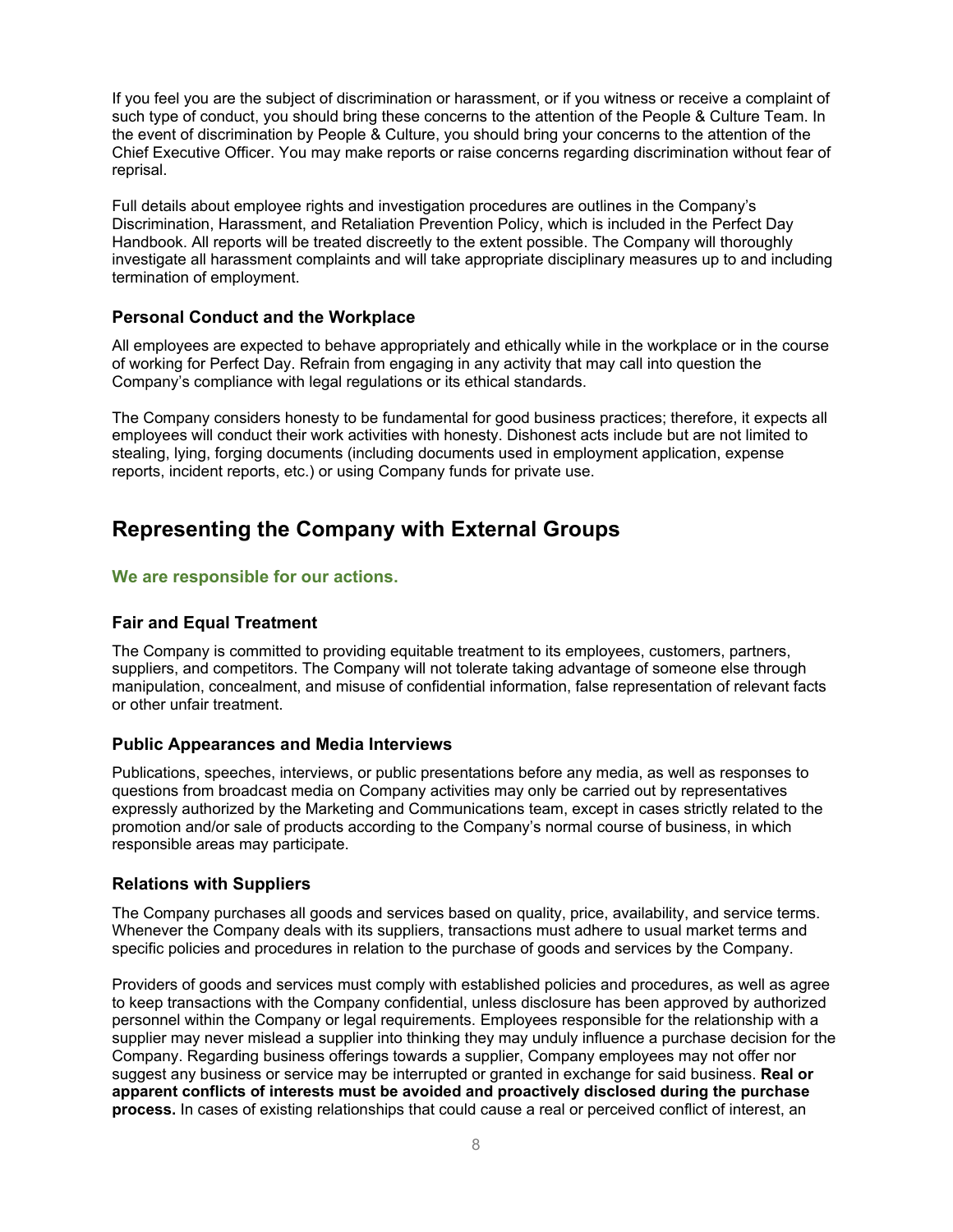If you feel you are the subject of discrimination or harassment, or if you witness or receive a complaint of such type of conduct, you should bring these concerns to the attention of the People & Culture Team. In the event of discrimination by People & Culture, you should bring your concerns to the attention of the Chief Executive Officer. You may make reports or raise concerns regarding discrimination without fear of reprisal.

Full details about employee rights and investigation procedures are outlines in the Company's Discrimination, Harassment, and Retaliation Prevention Policy, which is included in the Perfect Day Handbook. All reports will be treated discreetly to the extent possible. The Company will thoroughly investigate all harassment complaints and will take appropriate disciplinary measures up to and including termination of employment.

### Personal Conduct and the Workplace

All employees are expected to behave appropriately and ethically while in the workplace or in the course of working for Perfect Day. Refrain from engaging in any activity that may call into question the Company's compliance with legal regulations or its ethical standards.

The Company considers honesty to be fundamental for good business practices; therefore, it expects all employees will conduct their work activities with honesty. Dishonest acts include but are not limited to stealing, lying, forging documents (including documents used in employment application, expense reports, incident reports, etc.) or using Company funds for private use.

## Representing the Company with External Groups

**We are responsible for our actions.**

### Fair and Equal Treatment

The Company is committed to providing equitable treatment to its employees, customers, partners, suppliers, and competitors. The Company will not tolerate taking advantage of someone else through manipulation, concealment, and misuse of confidential information, false representation of relevant facts or other unfair treatment.

### Public Appearances and Media Interviews

Publications, speeches, interviews, or public presentations before any media, as well as responses to questions from broadcast media on Company activities may only be carried out by representatives expressly authorized by the Marketing and Communications team, except in cases strictly related to the promotion and/or sale of products according to the Company's normal course of business, in which responsible areas may participate.

### Relations with Suppliers

The Company purchases all goods and services based on quality, price, availability, and service terms. Whenever the Company deals with its suppliers, transactions must adhere to usual market terms and specific policies and procedures in relation to the purchase of goods and services by the Company.

Providers of goods and services must comply with established policies and procedures, as well as agree to keep transactions with the Company confidential, unless disclosure has been approved by authorized personnel within the Company or legal requirements. Employees responsible for the relationship with a supplier may never mislead a supplier into thinking they may unduly influence a purchase decision for the Company. Regarding business offerings towards a supplier, Company employees may not offer nor suggest any business or service may be interrupted or granted in exchange for said business. **Real or apparent conflicts of interests must be avoided and proactively disclosed during the purchase process.** In cases of existing relationships that could cause a real or perceived conflict of interest, an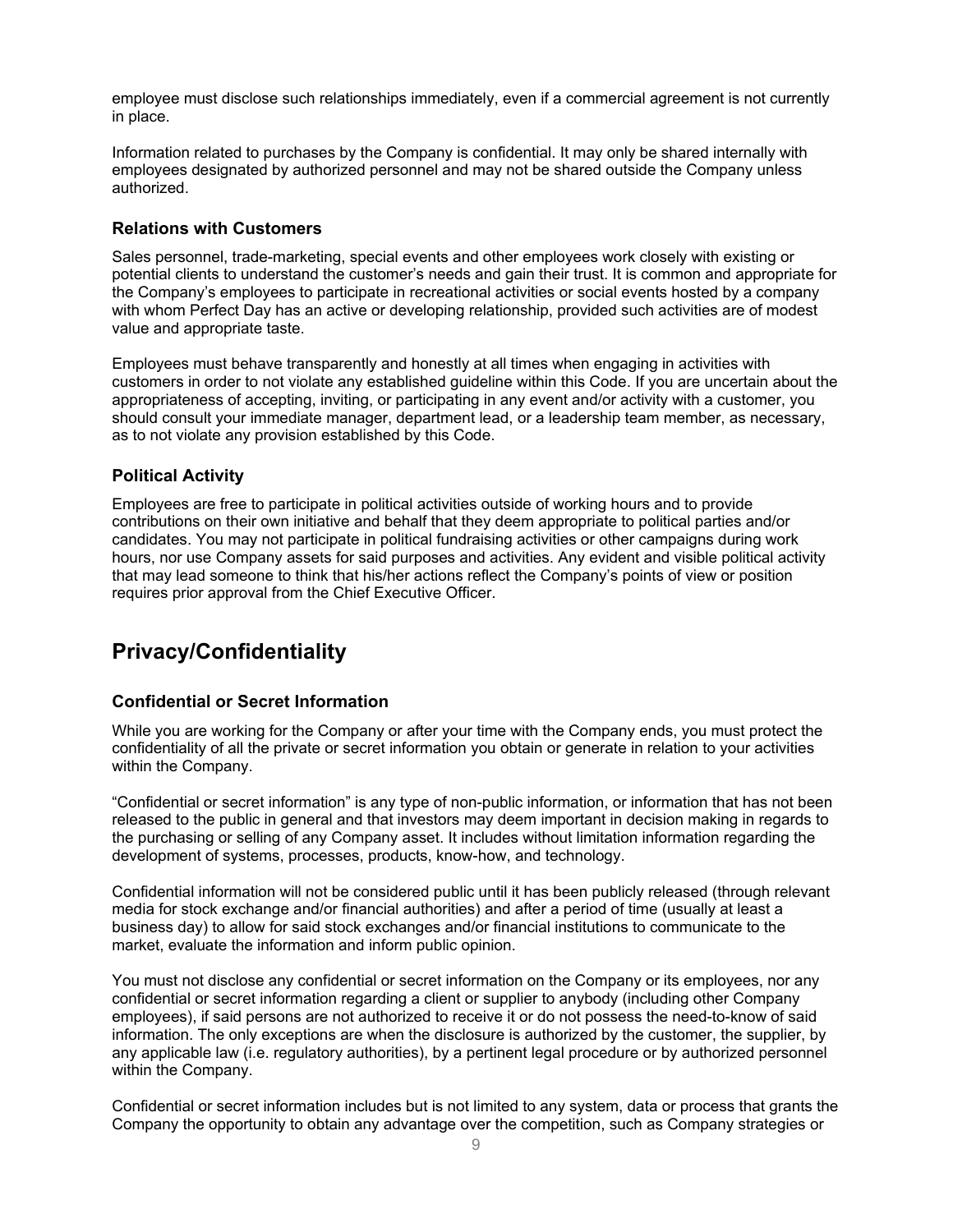employee must disclose such relationships immediately, even if a commercial agreement is not currently in place.

Information related to purchases by the Company is confidential. It may only be shared internally with employees designated by authorized personnel and may not be shared outside the Company unless authorized.

### Relations with Customers

Sales personnel, trade-marketing, special events and other employees work closely with existing or potential clients to understand the customer's needs and gain their trust. It is common and appropriate for the Company's employees to participate in recreational activities or social events hosted by a company with whom Perfect Day has an active or developing relationship, provided such activities are of modest value and appropriate taste.

Employees must behave transparently and honestly at all times when engaging in activities with customers in order to not violate any established guideline within this Code. If you are uncertain about the appropriateness of accepting, inviting, or participating in any event and/or activity with a customer, you should consult your immediate manager, department lead, or a leadership team member, as necessary, as to not violate any provision established by this Code.

### Political Activity

Employees are free to participate in political activities outside of working hours and to provide contributions on their own initiative and behalf that they deem appropriate to political parties and/or candidates. You may not participate in political fundraising activities or other campaigns during work hours, nor use Company assets for said purposes and activities. Any evident and visible political activity that may lead someone to think that his/her actions reflect the Company's points of view or position requires prior approval from the Chief Executive Officer.

## Privacy/Confidentiality

### Confidential or Secret Information

While you are working for the Company or after your time with the Company ends, you must protect the confidentiality of all the private or secret information you obtain or generate in relation to your activities within the Company.

"Confidential or secret information" is any type of non-public information, or information that has not been released to the public in general and that investors may deem important in decision making in regards to the purchasing or selling of any Company asset. It includes without limitation information regarding the development of systems, processes, products, know-how, and technology.

Confidential information will not be considered public until it has been publicly released (through relevant media for stock exchange and/or financial authorities) and after a period of time (usually at least a business day) to allow for said stock exchanges and/or financial institutions to communicate to the market, evaluate the information and inform public opinion.

You must not disclose any confidential or secret information on the Company or its employees, nor any confidential or secret information regarding a client or supplier to anybody (including other Company employees), if said persons are not authorized to receive it or do not possess the need-to-know of said information. The only exceptions are when the disclosure is authorized by the customer, the supplier, by any applicable law (i.e. regulatory authorities), by a pertinent legal procedure or by authorized personnel within the Company.

Confidential or secret information includes but is not limited to any system, data or process that grants the Company the opportunity to obtain any advantage over the competition, such as Company strategies or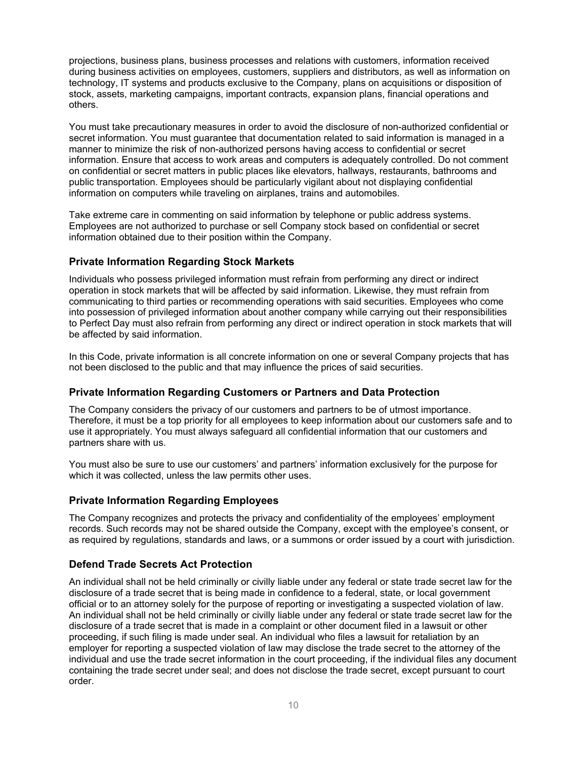projections, business plans, business processes and relations with customers, information received during business activities on employees, customers, suppliers and distributors, as well as information on technology, IT systems and products exclusive to the Company, plans on acquisitions or disposition of stock, assets, marketing campaigns, important contracts, expansion plans, financial operations and others.

You must take precautionary measures in order to avoid the disclosure of non-authorized confidential or secret information. You must guarantee that documentation related to said information is managed in a manner to minimize the risk of non-authorized persons having access to confidential or secret information. Ensure that access to work areas and computers is adequately controlled. Do not comment on confidential or secret matters in public places like elevators, hallways, restaurants, bathrooms and public transportation. Employees should be particularly vigilant about not displaying confidential information on computers while traveling on airplanes, trains and automobiles.

Take extreme care in commenting on said information by telephone or public address systems. Employees are not authorized to purchase or sell Company stock based on confidential or secret information obtained due to their position within the Company.

### Private Information Regarding Stock Markets

Individuals who possess privileged information must refrain from performing any direct or indirect operation in stock markets that will be affected by said information. Likewise, they must refrain from communicating to third parties or recommending operations with said securities. Employees who come into possession of privileged information about another company while carrying out their responsibilities to Perfect Day must also refrain from performing any direct or indirect operation in stock markets that will be affected by said information.

In this Code, private information is all concrete information on one or several Company projects that has not been disclosed to the public and that may influence the prices of said securities.

### Private Information Regarding Customers or Partners and Data Protection

The Company considers the privacy of our customers and partners to be of utmost importance. Therefore, it must be a top priority for all employees to keep information about our customers safe and to use it appropriately. You must always safeguard all confidential information that our customers and partners share with us.

You must also be sure to use our customers' and partners' information exclusively for the purpose for which it was collected, unless the law permits other uses.

### Private Information Regarding Employees

The Company recognizes and protects the privacy and confidentiality of the employees' employment records. Such records may not be shared outside the Company, except with the employee's consent, or as required by regulations, standards and laws, or a summons or order issued by a court with jurisdiction.

### Defend Trade Secrets Act Protection

An individual shall not be held criminally or civilly liable under any federal or state trade secret law for the disclosure of a trade secret that is being made in confidence to a federal, state, or local government official or to an attorney solely for the purpose of reporting or investigating a suspected violation of law. An individual shall not be held criminally or civilly liable under any federal or state trade secret law for the disclosure of a trade secret that is made in a complaint or other document filed in a lawsuit or other proceeding, if such filing is made under seal. An individual who files a lawsuit for retaliation by an employer for reporting a suspected violation of law may disclose the trade secret to the attorney of the individual and use the trade secret information in the court proceeding, if the individual files any document containing the trade secret under seal; and does not disclose the trade secret, except pursuant to court order.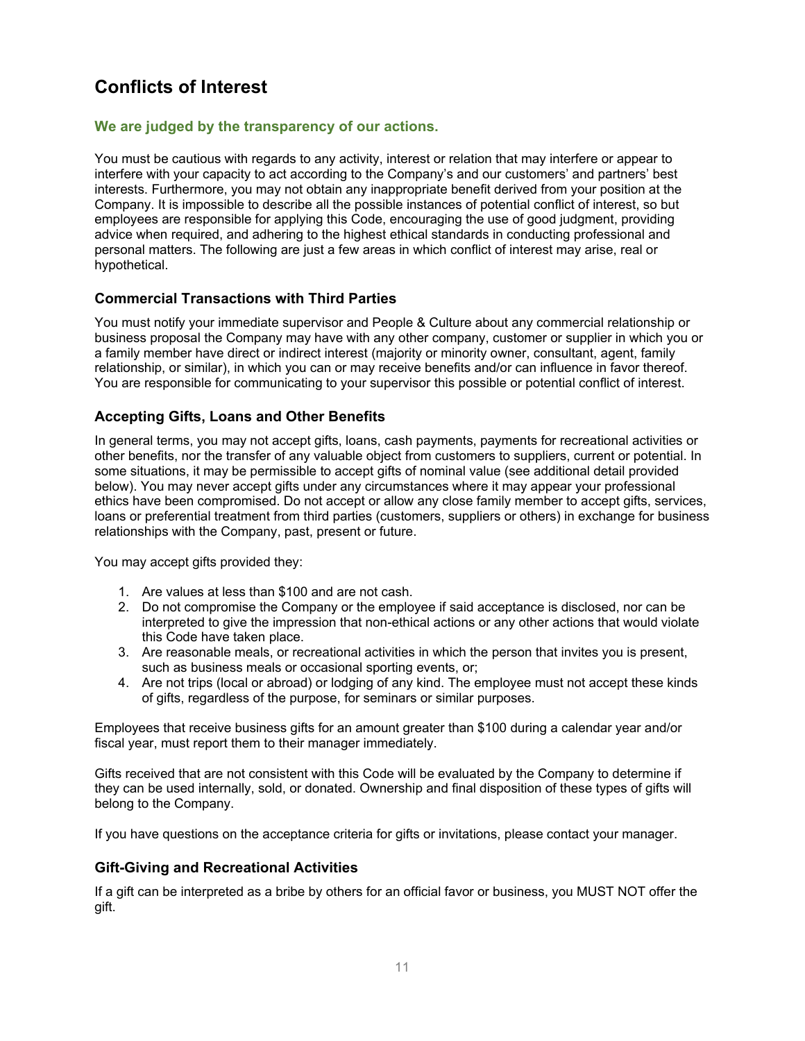# Conflicts of Interest

### We are judged by the transparency of our actions.

You must be cautious with regards to any activity, interest or relation that may interfere or appear to interfere with your capacity to act according to the Company's and our customers' and partners' best interests. Furthermore, you may not obtain any inappropriate benefit derived from your position at the Company. It is impossible to describe all the possible instances of potential conflict of interest, so but employees are responsible for applying this Code, encouraging the use of good judgment, providing advice when required, and adhering to the highest ethical standards in conducting professional and personal matters. The following are just a few areas in which conflict of interest may arise, real or hypothetical.

## Commercial Transactions with Third Parties

You must notify your immediate supervisor and People & Culture about any commercial relationship or business proposal the Company may have with any other company, customer or supplier in which you or a family member have direct or indirect interest (majority or minority owner, consultant, agent, family relationship, or similar), in which you can or may receive benefits and/or can influence in favor thereof. You are responsible for communicating to your supervisor this possible or potential conflict of interest.

## Accepting Gifts, Loans and Other Benefits

In general terms, you may not accept gifts, loans, cash payments, payments for recreational activities or other benefits, nor the transfer of any valuable object from customers to suppliers, current or potential. In some situations, it may be permissible to accept gifts of nominal value (see additional detail provided below). You may never accept gifts under any circumstances where it may appear your professional ethics have been compromised. Do not accept or allow any close family member to accept gifts, services, loans or preferential treatment from third parties (customers, suppliers or others) in exchange for business relationships with the Company, past, present or future.

You may accept gifts provided they:

1. Are values at less than $100 and are not cash.
2. Do not compromise the Company or the employee if said acceptance is disclosed, nor can be interpreted to give the impression that non-ethical actions or any other actions that would violate this Code have taken place.
3. Are reasonable meals, or recreational activities in which the person that invites you is present, such as business meals or occasional sporting events, or;
4. Are not trips (local or abroad) or lodging of any kind. The employee must not accept these kinds of gifts, regardless of the purpose, for seminars or similar purposes.

Employees that receive business gifts for an amount greater than $100 during a calendar year and/or fiscal year, must report them to their manager immediately.

Gifts received that are not consistent with this Code will be evaluated by the Company to determine if they can be used internally, sold, or donated. Ownership and final disposition of these types of gifts will belong to the Company.

If you have questions on the acceptance criteria for gifts or invitations, please contact your manager.

## Gift-Giving and Recreational Activities

If a gift can be interpreted as a bribe by others for an official favor or business, you MUST NOT offer the gift.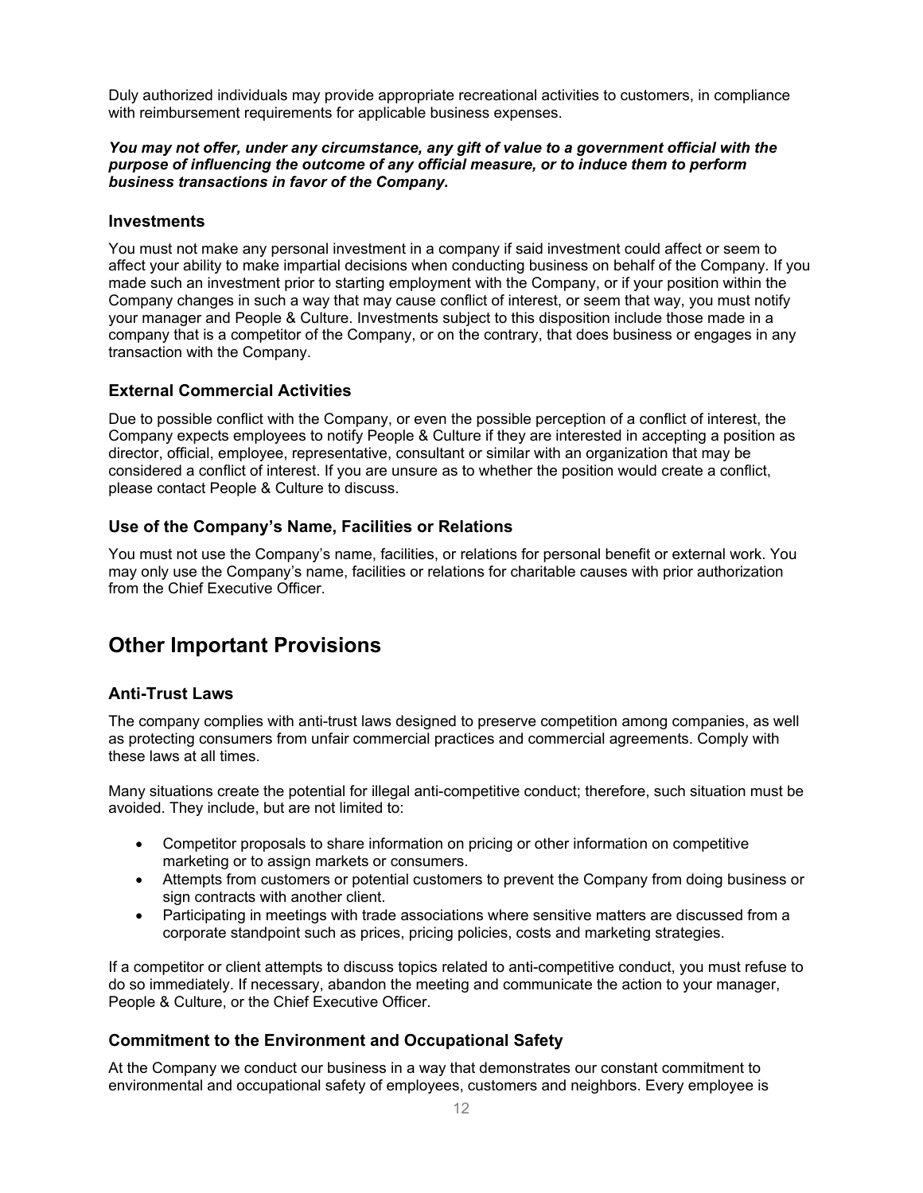Duly authorized individuals may provide appropriate recreational activities to customers, in compliance with reimbursement requirements for applicable business expenses.

***You may not offer, under any circumstance, any gift of value to a government official with the purpose of influencing the outcome of any official measure, or to induce them to perform business transactions in favor of the Company.***

### Investments

You must not make any personal investment in a company if said investment could affect or seem to affect your ability to make impartial decisions when conducting business on behalf of the Company. If you made such an investment prior to starting employment with the Company, or if your position within the Company changes in such a way that may cause conflict of interest, or seem that way, you must notify your manager and People & Culture. Investments subject to this disposition include those made in a company that is a competitor of the Company, or on the contrary, that does business or engages in any transaction with the Company.

### External Commercial Activities

Due to possible conflict with the Company, or even the possible perception of a conflict of interest, the Company expects employees to notify People & Culture if they are interested in accepting a position as director, official, employee, representative, consultant or similar with an organization that may be considered a conflict of interest. If you are unsure as to whether the position would create a conflict, please contact People & Culture to discuss.

### Use of the Company's Name, Facilities or Relations

You must not use the Company's name, facilities, or relations for personal benefit or external work. You may only use the Company's name, facilities or relations for charitable causes with prior authorization from the Chief Executive Officer.

## Other Important Provisions

### Anti-Trust Laws

The company complies with anti-trust laws designed to preserve competition among companies, as well as protecting consumers from unfair commercial practices and commercial agreements. Comply with these laws at all times.

Many situations create the potential for illegal anti-competitive conduct; therefore, such situation must be avoided. They include, but are not limited to:

- Competitor proposals to share information on pricing or other information on competitive marketing or to assign markets or consumers.
- Attempts from customers or potential customers to prevent the Company from doing business or sign contracts with another client.
- Participating in meetings with trade associations where sensitive matters are discussed from a corporate standpoint such as prices, pricing policies, costs and marketing strategies.

If a competitor or client attempts to discuss topics related to anti-competitive conduct, you must refuse to do so immediately. If necessary, abandon the meeting and communicate the action to your manager, People & Culture, or the Chief Executive Officer.

### Commitment to the Environment and Occupational Safety

At the Company we conduct our business in a way that demonstrates our constant commitment to environmental and occupational safety of employees, customers and neighbors. Every employee is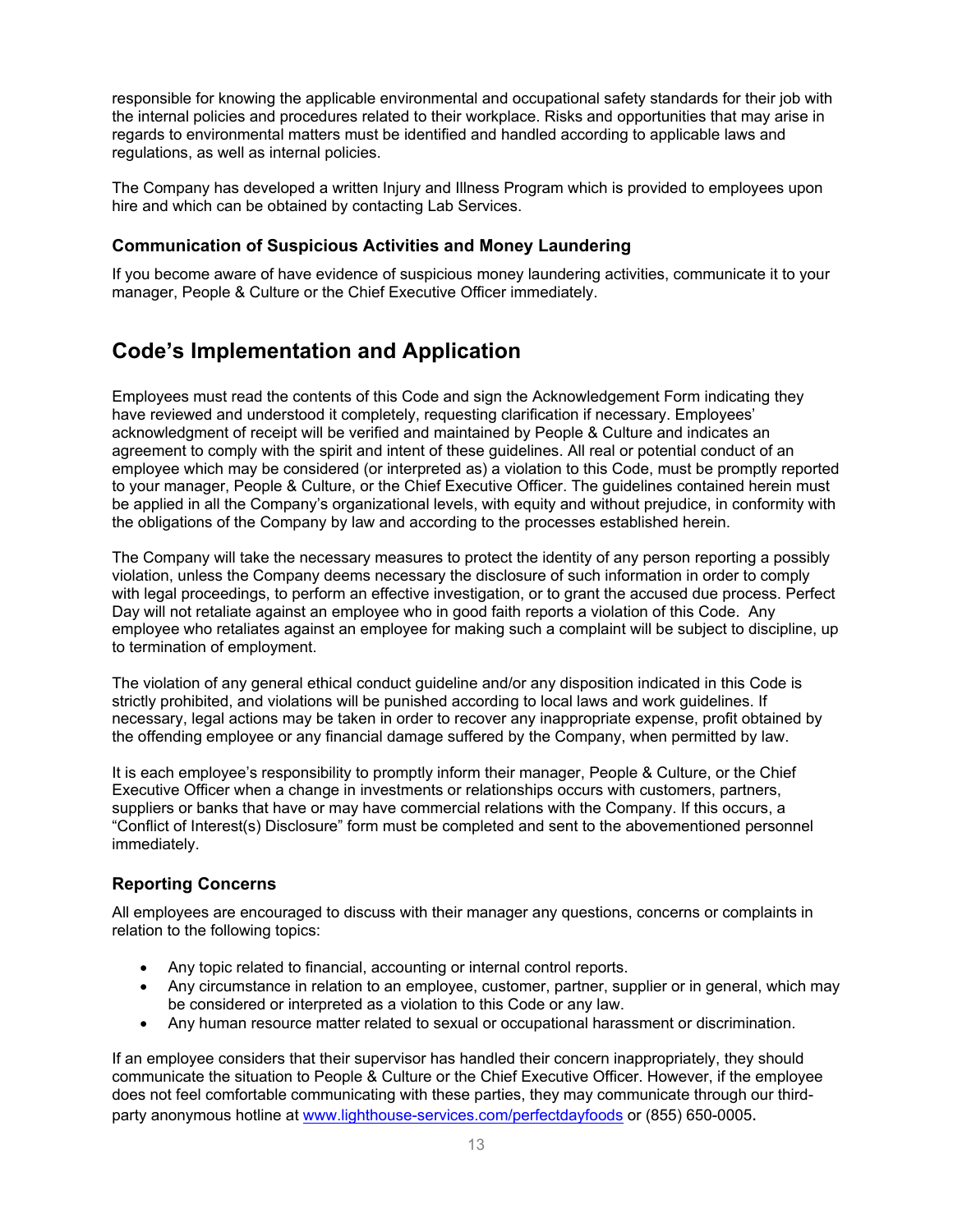responsible for knowing the applicable environmental and occupational safety standards for their job with the internal policies and procedures related to their workplace. Risks and opportunities that may arise in regards to environmental matters must be identified and handled according to applicable laws and regulations, as well as internal policies.

The Company has developed a written Injury and Illness Program which is provided to employees upon hire and which can be obtained by contacting Lab Services.

### Communication of Suspicious Activities and Money Laundering

If you become aware of have evidence of suspicious money laundering activities, communicate it to your manager, People & Culture or the Chief Executive Officer immediately.

## Code's Implementation and Application

Employees must read the contents of this Code and sign the Acknowledgement Form indicating they have reviewed and understood it completely, requesting clarification if necessary. Employees' acknowledgment of receipt will be verified and maintained by People & Culture and indicates an agreement to comply with the spirit and intent of these guidelines. All real or potential conduct of an employee which may be considered (or interpreted as) a violation to this Code, must be promptly reported to your manager, People & Culture, or the Chief Executive Officer. The guidelines contained herein must be applied in all the Company's organizational levels, with equity and without prejudice, in conformity with the obligations of the Company by law and according to the processes established herein.

The Company will take the necessary measures to protect the identity of any person reporting a possibly violation, unless the Company deems necessary the disclosure of such information in order to comply with legal proceedings, to perform an effective investigation, or to grant the accused due process. Perfect Day will not retaliate against an employee who in good faith reports a violation of this Code. Any employee who retaliates against an employee for making such a complaint will be subject to discipline, up to termination of employment.

The violation of any general ethical conduct guideline and/or any disposition indicated in this Code is strictly prohibited, and violations will be punished according to local laws and work guidelines. If necessary, legal actions may be taken in order to recover any inappropriate expense, profit obtained by the offending employee or any financial damage suffered by the Company, when permitted by law.

It is each employee's responsibility to promptly inform their manager, People & Culture, or the Chief Executive Officer when a change in investments or relationships occurs with customers, partners, suppliers or banks that have or may have commercial relations with the Company. If this occurs, a "Conflict of Interest(s) Disclosure" form must be completed and sent to the abovementioned personnel immediately.

### Reporting Concerns

All employees are encouraged to discuss with their manager any questions, concerns or complaints in relation to the following topics:

- Any topic related to financial, accounting or internal control reports.
- Any circumstance in relation to an employee, customer, partner, supplier or in general, which may be considered or interpreted as a violation to this Code or any law.
- Any human resource matter related to sexual or occupational harassment or discrimination.

If an employee considers that their supervisor has handled their concern inappropriately, they should communicate the situation to People & Culture or the Chief Executive Officer. However, if the employee does not feel comfortable communicating with these parties, they may communicate through our third-party anonymous hotline at [www.lighthouse-services.com/perfectdayfoods](www.lighthouse-services.com/perfectdayfoods) or (855) 650-0005.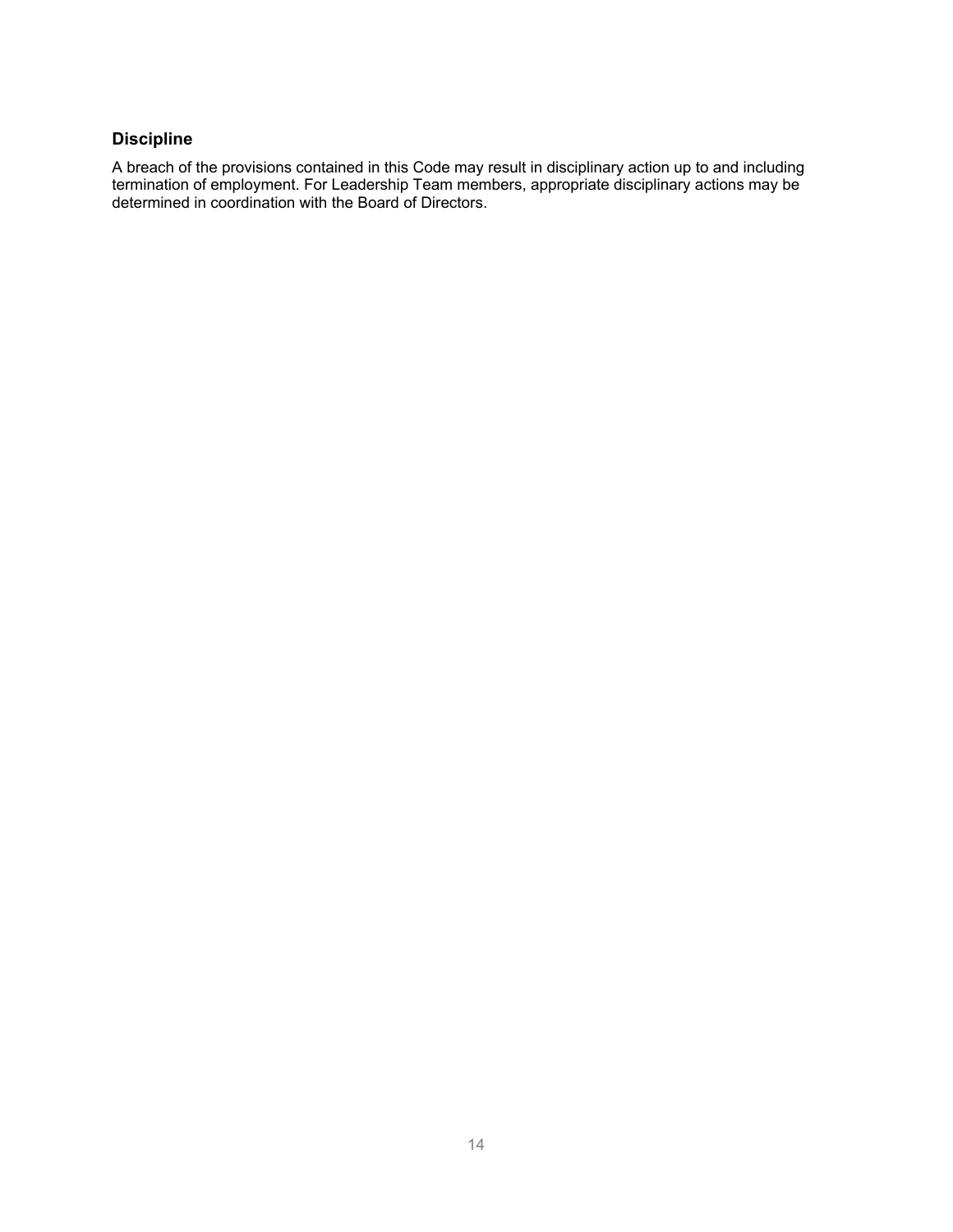## Discipline

A breach of the provisions contained in this Code may result in disciplinary action up to and including termination of employment. For Leadership Team members, appropriate disciplinary actions may be determined in coordination with the Board of Directors.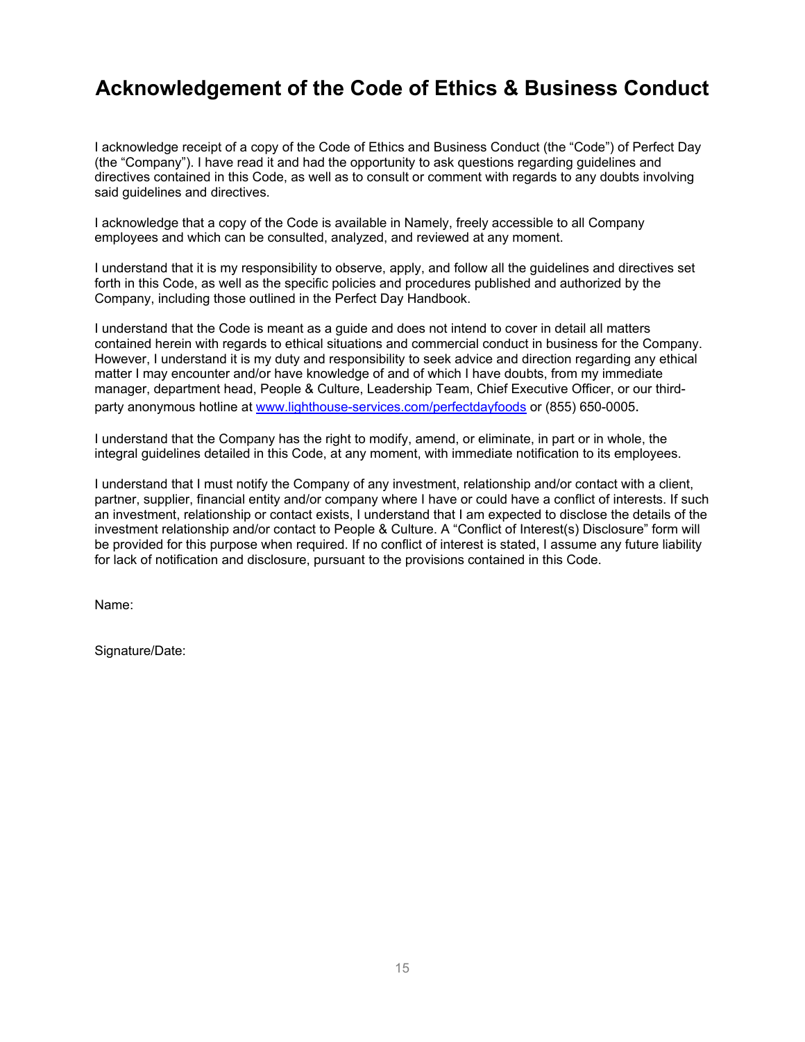# Acknowledgement of the Code of Ethics & Business Conduct

I acknowledge receipt of a copy of the Code of Ethics and Business Conduct (the "Code") of Perfect Day (the "Company"). I have read it and had the opportunity to ask questions regarding guidelines and directives contained in this Code, as well as to consult or comment with regards to any doubts involving said guidelines and directives.

I acknowledge that a copy of the Code is available in Namely, freely accessible to all Company employees and which can be consulted, analyzed, and reviewed at any moment.

I understand that it is my responsibility to observe, apply, and follow all the guidelines and directives set forth in this Code, as well as the specific policies and procedures published and authorized by the Company, including those outlined in the Perfect Day Handbook.

I understand that the Code is meant as a guide and does not intend to cover in detail all matters contained herein with regards to ethical situations and commercial conduct in business for the Company. However, I understand it is my duty and responsibility to seek advice and direction regarding any ethical matter I may encounter and/or have knowledge of and of which I have doubts, from my immediate manager, department head, People & Culture, Leadership Team, Chief Executive Officer, or our third-party anonymous hotline at [www.lighthouse-services.com/perfectdayfoods](www.lighthouse-services.com/perfectdayfoods) or (855) 650-0005.

I understand that the Company has the right to modify, amend, or eliminate, in part or in whole, the integral guidelines detailed in this Code, at any moment, with immediate notification to its employees.

I understand that I must notify the Company of any investment, relationship and/or contact with a client, partner, supplier, financial entity and/or company where I have or could have a conflict of interests. If such an investment, relationship or contact exists, I understand that I am expected to disclose the details of the investment relationship and/or contact to People & Culture. A "Conflict of Interest(s) Disclosure" form will be provided for this purpose when required. If no conflict of interest is stated, I assume any future liability for lack of notification and disclosure, pursuant to the provisions contained in this Code.

Name:

Signature/Date: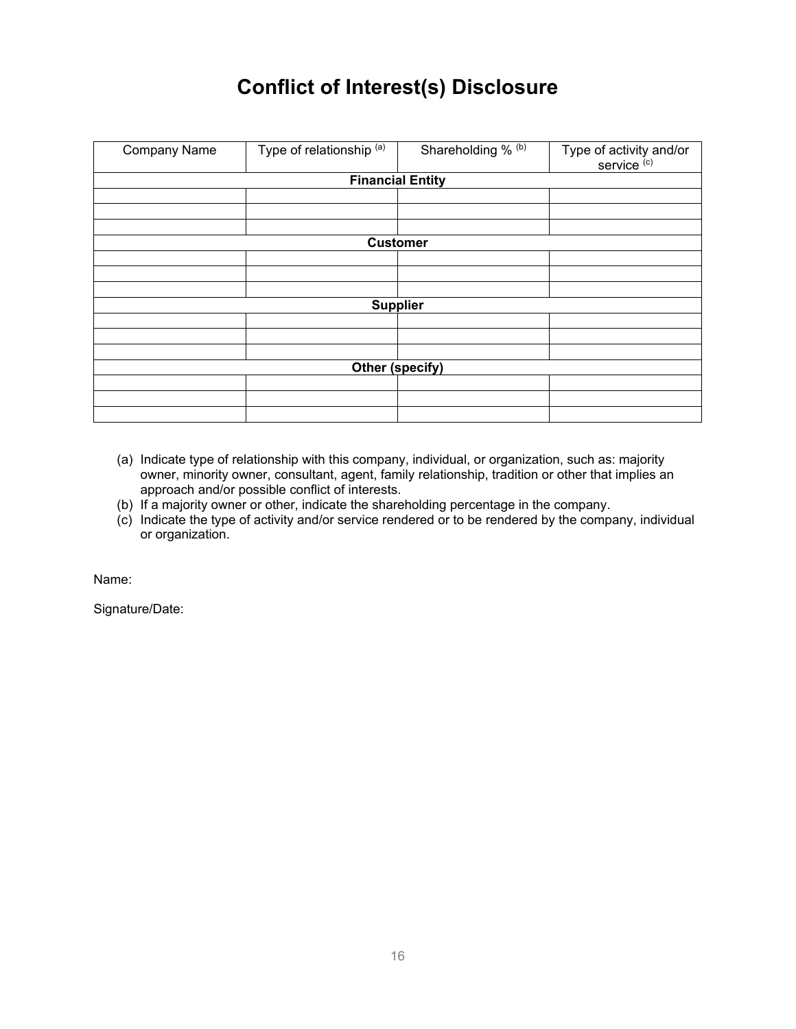# Conflict of Interest(s) Disclosure

| Company Name | Type of relationship [(a)] | Shareholding % [(b)] | Type of activity and/or service [(c)] |
|---|---|---|---|
| **Financial Entity** | | | |
| | | | |
| | | | |
| | | | |
| **Customer** | | | |
| | | | |
| | | | |
| | | | |
| **Supplier** | | | |
| | | | |
| | | | |
| | | | |
| **Other (specify)** | | | |
| | | | |
| | | | |
| | | | |

(a) Indicate type of relationship with this company, individual, or organization, such as: majority owner, minority owner, consultant, agent, family relationship, tradition or other that implies an approach and/or possible conflict of interests.
(b) If a majority owner or other, indicate the shareholding percentage in the company.
(c) Indicate the type of activity and/or service rendered or to be rendered by the company, individual or organization.

Name:

Signature/Date: